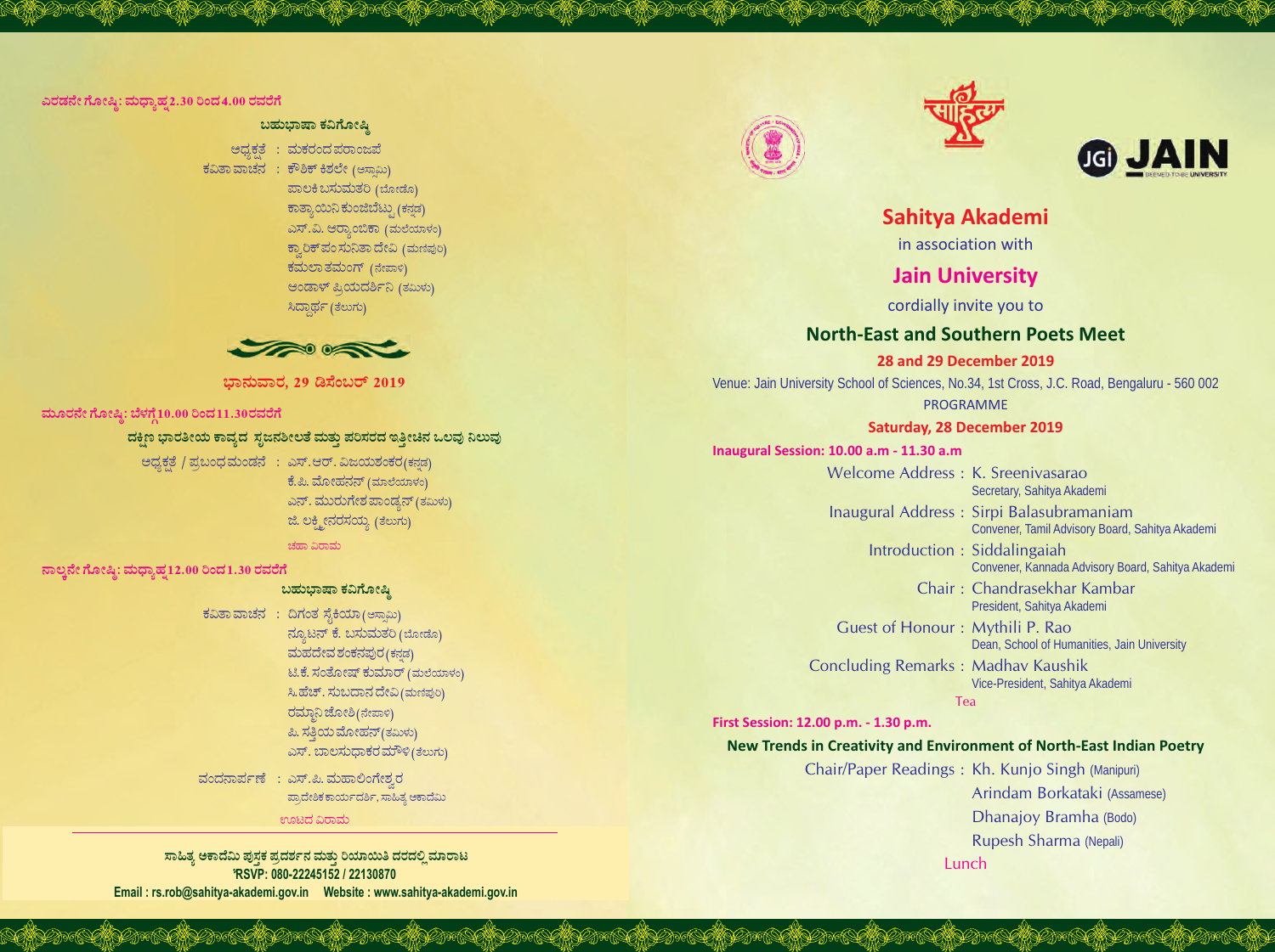ಎರಡನೇ ಗೋಷ್ಠಿ: ಮಧ್ಯಾಹ್ನ 2.30 ರಿಂದ 4.00 ರವರೆಗೆ

**ಬಹುಭಾಷಾ ಕವಿಗೋಷ್ಠಿ**

ಅಧ್ಯಕ್ಷತೆ : ಮಕರಂದ ಪರಾಂಜಪೆ

ಕವಿತಾ ವಾಚನ : ಕೌಶಿಕ್ ಕಿಶಲೇ (ಅಸ್ಸಾಮಿ)
ಪಾಲಕಿ ಬಸುಮತರಿ (ಬೋಡೋ)
ಕಾತ್ಯಾಯಿನಿ ಕುಂಜಿಬೆಟ್ಟು (ಕನ್ನಡ)
ಎಸ್.ವಿ. ಆರ್ಯಾಂಬಿಕಾ (ಮಲೆಯಾಳಂ)
ಕ್ವಾರಿಕ್‌ಪಂ ಸುನಿತಾ ದೇವಿ (ಮಣಿಪುರಿ)
ಕಮಲಾ ತಮಂಗ್ (ನೇಪಾಳಿ)
ಆಂಡಾಳ್ ಪ್ರಿಯದರ್ಶಿನಿ (ತಮಿಳು)
ಸಿದ್ಧಾರ್ಥ (ತೆಲುಗು)

## ಭಾನುವಾರ, 29 ಡಿಸೆಂಬರ್ 2019

ಮೂರನೇ ಗೋಷ್ಠಿ: ಬೆಳಗ್ಗೆ 10.00 ರಿಂದ 11.30 ರವರೆಗೆ

**ದಕ್ಷಿಣ ಭಾರತೀಯ ಕಾವ್ಯದ ಸೃಜನಶೀಲತೆ ಮತ್ತು ಪರಿಸರದ ಇತ್ತೀಚಿನ ಒಲವು ನಿಲುವು**

ಅಧ್ಯಕ್ಷತೆ / ಪ್ರಬಂಧ ಮಂಡನೆ : ಎಸ್.ಆರ್. ವಿಜಯಶಂಕರ (ಕನ್ನಡ)
ಕೆ.ಪಿ. ಮೋಹನನ್ (ಮಲೆಯಾಳಂ)
ಎನ್. ಮುರುಗೇಶ ಪಾಂಡ್ಯನ್ (ತಮಿಳು)
ಜಿ. ಲಕ್ಷ್ಮೀನರಸಯ್ಯ (ತೆಲುಗು)

ಚಹಾ ವಿರಾಮ

ನಾಲ್ಕನೇ ಗೋಷ್ಠಿ: ಮಧ್ಯಾಹ್ನ 12.00 ರಿಂದ 1.30 ರವರೆಗೆ

**ಬಹುಭಾಷಾ ಕವಿಗೋಷ್ಠಿ**

ಕವಿತಾ ವಾಚನ : ದಿಗಂತ ಸೈಕಿಯಾ (ಅಸ್ಸಾಮಿ)
ನ್ಯೂಟನ್ ಕೆ. ಬಸುಮತರಿ (ಬೋಡೋ)
ಮಹದೇವ ಶಂಕನಪುರ (ಕನ್ನಡ)
ಟಿ.ಕೆ. ಸಂತೋಷ್ ಕುಮಾರ್ (ಮಲೆಯಾಳಂ)
ಸಿ.ಹೆಚ್. ಸುಬದಾನ ದೇವಿ (ಮಣಿಪುರಿ)
ರಮ್ಯಾನಿ ಜೋಶಿ (ನೇಪಾಳಿ)
ಪಿ. ಸತ್ತಿಯ ಮೋಹನ್ (ತಮಿಳು)
ಎಸ್. ಬಾಲಸುಧಾಕರ ಮೌಳಿ (ತೆಲುಗು)

ವಂದನಾರ್ಪಣೆ : ಎಸ್.ಪಿ. ಮಹಾಲಿಂಗೇಶ್ವರ
ಪ್ರಾದೇಶಿಕ ಕಾರ್ಯದರ್ಶಿ, ಸಾಹಿತ್ಯ ಅಕಾದೆಮಿ

ಊಟದ ವಿರಾಮ

---

**ಸಾಹಿತ್ಯ ಅಕಾದೆಮಿ ಪುಸ್ತಕ ಪ್ರದರ್ಶನ ಮತ್ತು ರಿಯಾಯಿತಿ ದರದಲ್ಲಿ ಮಾರಾಟ**
**RSVP: 080-22245152 / 22130870**
**Email : rs.rob@sahitya-akademi.gov.in Website : www.sahitya-akademi.gov.in**

---

# Sahitya Akademi

in association with

# Jain University

cordially invite you to

## North-East and Southern Poets Meet

**28 and 29 December 2019**

Venue: Jain University School of Sciences, No.34, 1st Cross, J.C. Road, Bengaluru - 560 002

PROGRAMME

### Saturday, 28 December 2019

**Inaugural Session: 10.00 a.m - 11.30 a.m**

Welcome Address : K. Sreenivasarao
Secretary, Sahitya Akademi

Inaugural Address : Sirpi Balasubramaniam
Convener, Tamil Advisory Board, Sahitya Akademi

Introduction : Siddalingaiah
Convener, Kannada Advisory Board, Sahitya Akademi

Chair : Chandrasekhar Kambar
President, Sahitya Akademi

Guest of Honour : Mythili P. Rao
Dean, School of Humanities, Jain University

Concluding Remarks : Madhav Kaushik
Vice-President, Sahitya Akademi

Tea

**First Session: 12.00 p.m. - 1.30 p.m.**

**New Trends in Creativity and Environment of North-East Indian Poetry**

Chair/Paper Readings : Kh. Kunjo Singh (Manipuri)
Arindam Borkataki (Assamese)
Dhanajoy Bramha (Bodo)
Rupesh Sharma (Nepali)

Lunch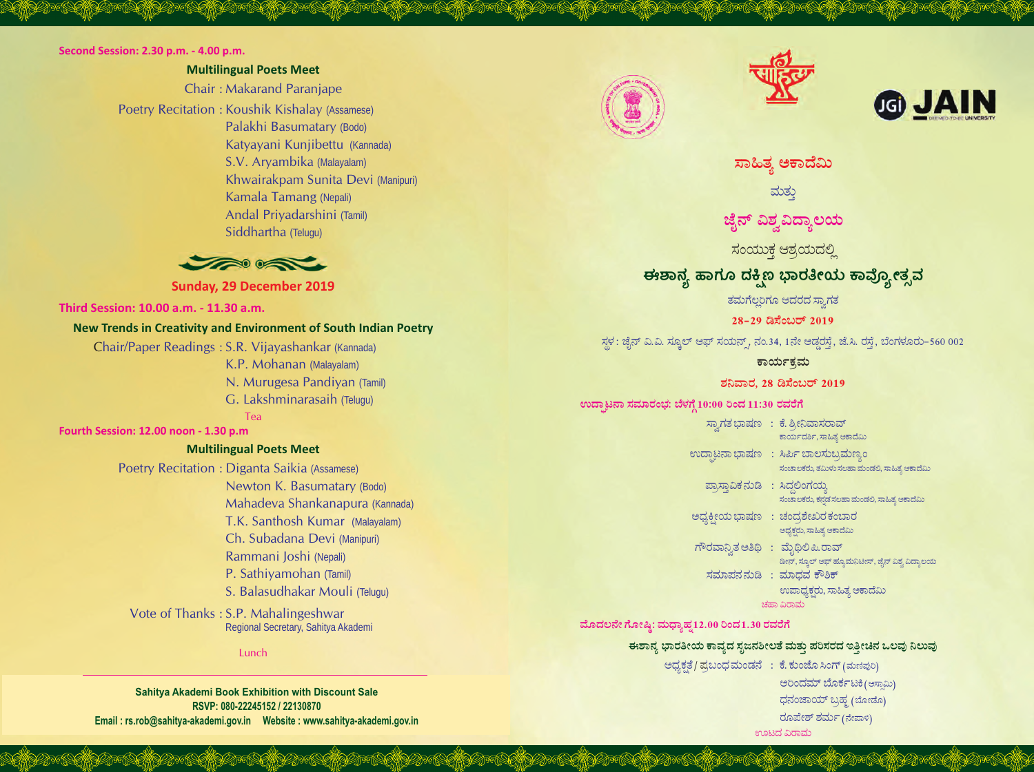**Second Session: 2.30 p.m. - 4.00 p.m.**

**Multilingual Poets Meet**

Chair : Makarand Paranjape

Poetry Recitation : Koushik Kishalay (Assamese)
Palakhi Basumatary (Bodo)
Katyayani Kunjibettu (Kannada)
S.V. Aryambika (Malayalam)
Khwairakpam Sunita Devi (Manipuri)
Kamala Tamang (Nepali)
Andal Priyadarshini (Tamil)
Siddhartha (Telugu)

**Sunday, 29 December 2019**

**Third Session: 10.00 a.m. - 11.30 a.m.**

**New Trends in Creativity and Environment of South Indian Poetry**

Chair/Paper Readings : S.R. Vijayashankar (Kannada)
K.P. Mohanan (Malayalam)
N. Murugesa Pandiyan (Tamil)
G. Lakshminarasaih (Telugu)

Tea

**Fourth Session: 12.00 noon - 1.30 p.m**

**Multilingual Poets Meet**

Poetry Recitation : Diganta Saikia (Assamese)
Newton K. Basumatary (Bodo)
Mahadeva Shankanapura (Kannada)
T.K. Santhosh Kumar (Malayalam)
Ch. Subadana Devi (Manipuri)
Rammani Joshi (Nepali)
P. Sathiyamohan (Tamil)
S. Balasudhakar Mouli (Telugu)

Vote of Thanks : S.P. Mahalingeshwar
Regional Secretary, Sahitya Akademi

Lunch

**Sahitya Akademi Book Exhibition with Discount Sale**
**RSVP: 080-22245152 / 22130870**
**Email : rs.rob@sahitya-akademi.gov.in Website : www.sahitya-akademi.gov.in**

JAIN DEEMED-TO-BE UNIVERSITY

**ಸಾಹಿತ್ಯ ಅಕಾದೆಮಿ**

ಮತ್ತು

**ಜೈನ್ ವಿಶ್ವವಿದ್ಯಾಲಯ**

ಸಂಯುಕ್ತ ಆಶ್ರಯದಲ್ಲಿ

# ಈಶಾನ್ಯ ಹಾಗೂ ದಕ್ಷಿಣ ಭಾರತೀಯ ಕಾವ್ಯೋತ್ಸವ

ತಮಗೆಲ್ಲರಿಗೂ ಆದರದ ಸ್ವಾಗತ

**28-29 ಡಿಸೆಂಬರ್ 2019**

ಸ್ಥಳ : ಜೈನ್ ವಿ.ವಿ. ಸ್ಕೂಲ್ ಆಫ್ ಸಯನ್ಸ್, ನಂ.34, 1ನೇ ಅಡ್ಡರಸ್ತೆ, ಜೆ.ಸಿ. ರಸ್ತೆ, ಬೆಂಗಳೂರು-560 002

**ಕಾರ್ಯಕ್ರಮ**

**ಶನಿವಾರ, 28 ಡಿಸೆಂಬರ್ 2019**

**ಉದ್ಘಾಟನಾ ಸಮಾರಂಭ: ಬೆಳಗ್ಗೆ 10:00 ರಿಂದ 11:30 ರವರೆಗೆ**

ಸ್ವಾಗತ ಭಾಷಣ : ಕೆ. ಶ್ರೀನಿವಾಸರಾವ್
ಕಾರ್ಯದರ್ಶಿ, ಸಾಹಿತ್ಯ ಅಕಾದೆಮಿ

ಉದ್ಘಾಟನಾ ಭಾಷಣ : ಸಿರ್ಪಿ ಬಾಲಸುಬ್ರಮಣ್ಯಂ
ಸಂಚಾಲಕರು, ತಮಿಳು ಸಲಹಾ ಮಂಡಲಿ, ಸಾಹಿತ್ಯ ಅಕಾದೆಮಿ

ಪ್ರಾಸ್ತಾವಿಕ ನುಡಿ : ಸಿದ್ಧಲಿಂಗಯ್ಯ
ಸಂಚಾಲಕರು, ಕನ್ನಡ ಸಲಹಾ ಮಂಡಲಿ, ಸಾಹಿತ್ಯ ಅಕಾದೆಮಿ

ಅಧ್ಯಕ್ಷೀಯ ಭಾಷಣ : ಚಂದ್ರಶೇಖರ ಕಂಬಾರ
ಅಧ್ಯಕ್ಷರು, ಸಾಹಿತ್ಯ ಅಕಾದೆಮಿ

ಗೌರವಾನ್ವಿತ ಅತಿಥಿ : ಮೈಥಿಲಿ ಪಿ. ರಾವ್
ಡೀನ್, ಸ್ಕೂಲ್ ಆಫ್ ಹ್ಯೂಮನಿಟೀಸ್, ಜೈನ್ ವಿಶ್ವವಿದ್ಯಾಲಯ

ಸಮಾಪನ ನುಡಿ : ಮಾಧವ ಕೌಶಿಕ್
ಉಪಾಧ್ಯಕ್ಷರು, ಸಾಹಿತ್ಯ ಅಕಾದೆಮಿ

ಚಹಾ ವಿರಾಮ

**ಮೊದಲನೇ ಗೋಷ್ಠಿ: ಮಧ್ಯಾಹ್ನ 12.00 ರಿಂದ 1.30 ರವರೆಗೆ**

**ಈಶಾನ್ಯ ಭಾರತೀಯ ಕಾವ್ಯದ ಸೃಜನಶೀಲತೆ ಮತ್ತು ಪರಿಸರದ ಇತ್ತೀಚಿನ ಒಲವು ನಿಲುವು**

ಅಧ್ಯಕ್ಷತೆ / ಪ್ರಬಂಧ ಮಂಡನೆ : ಕೆ. ಕುಂಜೊ ಸಿಂಗ್ (ಮಣಿಪುರಿ)
ಅರಿಂದಮ್ ಬೊರ್ಕಟಕಿ (ಅಸ್ಸಾಮಿ)
ಧನಂಜಾಯ್ ಬ್ರಹ್ಮ (ಬೋಡೊ)
ರೂಪೇಶ್ ಶರ್ಮ (ನೇಪಾಳಿ)

ಊಟದ ವಿರಾಮ